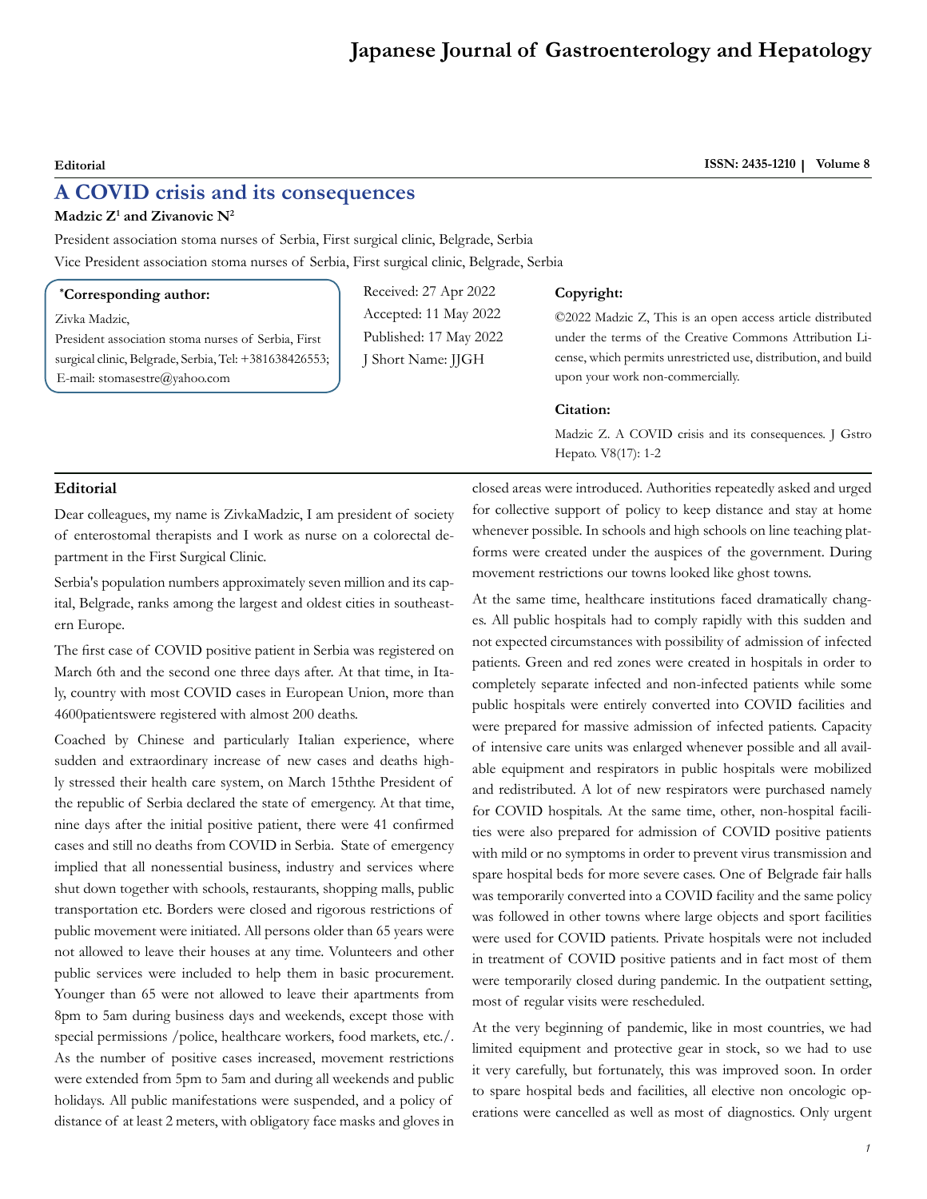Editorial

# A COVID crisis and its consequences

**Madzic Z[1] and Zivanovic N[2]**

President association stoma nurses of Serbia, First surgical clinic, Belgrade, Serbia

Vice President association stoma nurses of Serbia, First surgical clinic, Belgrade, Serbia

**\*Corresponding author:**

Zivka Madzic,
President association stoma nurses of Serbia, First surgical clinic, Belgrade, Serbia, Tel: +381638426553;
E-mail: stomasestre@yahoo.com

Received: 27 Apr 2022
Accepted: 11 May 2022
Published: 17 May 2022
J Short Name: JJGH

**Copyright:**

©2022 Madzic Z, This is an open access article distributed under the terms of the Creative Commons Attribution License, which permits unrestricted use, distribution, and build upon your work non-commercially.

**Citation:**

Madzic Z. A COVID crisis and its consequences. J Gstro Hepato. V8(17): 1-2

## Editorial

Dear colleagues, my name is ZivkaMadzic, I am president of society of enterostomal therapists and I work as nurse on a colorectal department in the First Surgical Clinic.

Serbia's population numbers approximately seven million and its capital, Belgrade, ranks among the largest and oldest cities in southeastern Europe.

The first case of COVID positive patient in Serbia was registered on March 6th and the second one three days after. At that time, in Italy, country with most COVID cases in European Union, more than 4600patientswere registered with almost 200 deaths.

Coached by Chinese and particularly Italian experience, where sudden and extraordinary increase of new cases and deaths highly stressed their health care system, on March 15ththe President of the republic of Serbia declared the state of emergency. At that time, nine days after the initial positive patient, there were 41 confirmed cases and still no deaths from COVID in Serbia. State of emergency implied that all nonessential business, industry and services where shut down together with schools, restaurants, shopping malls, public transportation etc. Borders were closed and rigorous restrictions of public movement were initiated. All persons older than 65 years were not allowed to leave their houses at any time. Volunteers and other public services were included to help them in basic procurement. Younger than 65 were not allowed to leave their apartments from 8pm to 5am during business days and weekends, except those with special permissions /police, healthcare workers, food markets, etc./. As the number of positive cases increased, movement restrictions were extended from 5pm to 5am and during all weekends and public holidays. All public manifestations were suspended, and a policy of distance of at least 2 meters, with obligatory face masks and gloves in closed areas were introduced. Authorities repeatedly asked and urged for collective support of policy to keep distance and stay at home whenever possible. In schools and high schools on line teaching platforms were created under the auspices of the government. During movement restrictions our towns looked like ghost towns.

At the same time, healthcare institutions faced dramatically changes. All public hospitals had to comply rapidly with this sudden and not expected circumstances with possibility of admission of infected patients. Green and red zones were created in hospitals in order to completely separate infected and non-infected patients while some public hospitals were entirely converted into COVID facilities and were prepared for massive admission of infected patients. Capacity of intensive care units was enlarged whenever possible and all available equipment and respirators in public hospitals were mobilized and redistributed. A lot of new respirators were purchased namely for COVID hospitals. At the same time, other, non-hospital facilities were also prepared for admission of COVID positive patients with mild or no symptoms in order to prevent virus transmission and spare hospital beds for more severe cases. One of Belgrade fair halls was temporarily converted into a COVID facility and the same policy was followed in other towns where large objects and sport facilities were used for COVID patients. Private hospitals were not included in treatment of COVID positive patients and in fact most of them were temporarily closed during pandemic. In the outpatient setting, most of regular visits were rescheduled.

At the very beginning of pandemic, like in most countries, we had limited equipment and protective gear in stock, so we had to use it very carefully, but fortunately, this was improved soon. In order to spare hospital beds and facilities, all elective non oncologic operations were cancelled as well as most of diagnostics. Only urgent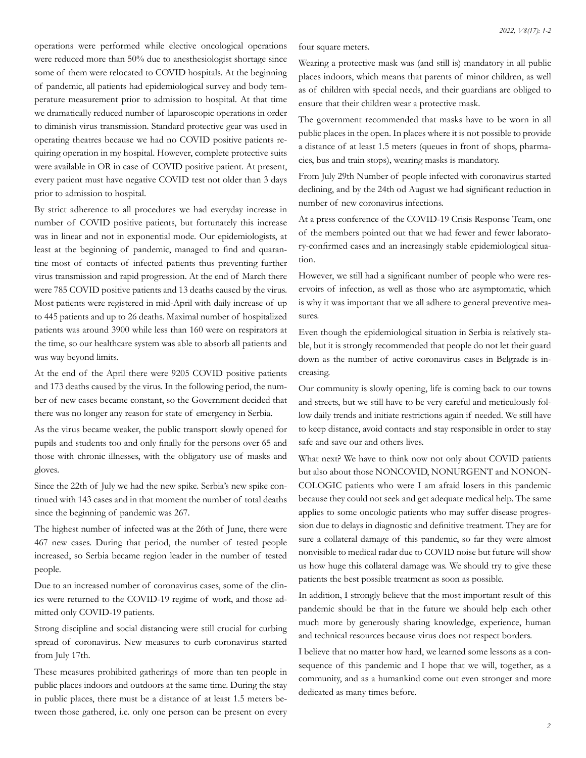operations were performed while elective oncological operations were reduced more than 50% due to anesthesiologist shortage since some of them were relocated to COVID hospitals. At the beginning of pandemic, all patients had epidemiological survey and body temperature measurement prior to admission to hospital. At that time we dramatically reduced number of laparoscopic operations in order to diminish virus transmission. Standard protective gear was used in operating theatres because we had no COVID positive patients requiring operation in my hospital. However, complete protective suits were available in OR in case of COVID positive patient. At present, every patient must have negative COVID test not older than 3 days prior to admission to hospital.

By strict adherence to all procedures we had everyday increase in number of COVID positive patients, but fortunately this increase was in linear and not in exponential mode. Our epidemiologists, at least at the beginning of pandemic, managed to find and quarantine most of contacts of infected patients thus preventing further virus transmission and rapid progression. At the end of March there were 785 COVID positive patients and 13 deaths caused by the virus. Most patients were registered in mid-April with daily increase of up to 445 patients and up to 26 deaths. Maximal number of hospitalized patients was around 3900 while less than 160 were on respirators at the time, so our healthcare system was able to absorb all patients and was way beyond limits.

At the end of the April there were 9205 COVID positive patients and 173 deaths caused by the virus. In the following period, the number of new cases became constant, so the Government decided that there was no longer any reason for state of emergency in Serbia.

As the virus became weaker, the public transport slowly opened for pupils and students too and only finally for the persons over 65 and those with chronic illnesses, with the obligatory use of masks and gloves.

Since the 22th of July we had the new spike. Serbia's new spike continued with 143 cases and in that moment the number of total deaths since the beginning of pandemic was 267.

The highest number of infected was at the 26th of June, there were 467 new cases. During that period, the number of tested people increased, so Serbia became region leader in the number of tested people.

Due to an increased number of coronavirus cases, some of the clinics were returned to the COVID-19 regime of work, and those admitted only COVID-19 patients.

Strong discipline and social distancing were still crucial for curbing spread of coronavirus. New measures to curb coronavirus started from July 17th.

These measures prohibited gatherings of more than ten people in public places indoors and outdoors at the same time. During the stay in public places, there must be a distance of at least 1.5 meters between those gathered, i.e. only one person can be present on every four square meters.

Wearing a protective mask was (and still is) mandatory in all public places indoors, which means that parents of minor children, as well as of children with special needs, and their guardians are obliged to ensure that their children wear a protective mask.

The government recommended that masks have to be worn in all public places in the open. In places where it is not possible to provide a distance of at least 1.5 meters (queues in front of shops, pharmacies, bus and train stops), wearing masks is mandatory.

From July 29th Number of people infected with coronavirus started declining, and by the 24th od August we had significant reduction in number of new coronavirus infections.

At a press conference of the COVID-19 Crisis Response Team, one of the members pointed out that we had fewer and fewer laboratory-confirmed cases and an increasingly stable epidemiological situation.

However, we still had a significant number of people who were reservoirs of infection, as well as those who are asymptomatic, which is why it was important that we all adhere to general preventive measures.

Even though the epidemiological situation in Serbia is relatively stable, but it is strongly recommended that people do not let their guard down as the number of active coronavirus cases in Belgrade is increasing.

Our community is slowly opening, life is coming back to our towns and streets, but we still have to be very careful and meticulously follow daily trends and initiate restrictions again if needed. We still have to keep distance, avoid contacts and stay responsible in order to stay safe and save our and others lives.

What next? We have to think now not only about COVID patients but also about those NONCOVID, NONURGENT and NONONCOLOGIC patients who were I am afraid losers in this pandemic because they could not seek and get adequate medical help. The same applies to some oncologic patients who may suffer disease progression due to delays in diagnostic and definitive treatment. They are for sure a collateral damage of this pandemic, so far they were almost nonvisible to medical radar due to COVID noise but future will show us how huge this collateral damage was. We should try to give these patients the best possible treatment as soon as possible.

In addition, I strongly believe that the most important result of this pandemic should be that in the future we should help each other much more by generously sharing knowledge, experience, human and technical resources because virus does not respect borders.

I believe that no matter how hard, we learned some lessons as a consequence of this pandemic and I hope that we will, together, as a community, and as a humankind come out even stronger and more dedicated as many times before.